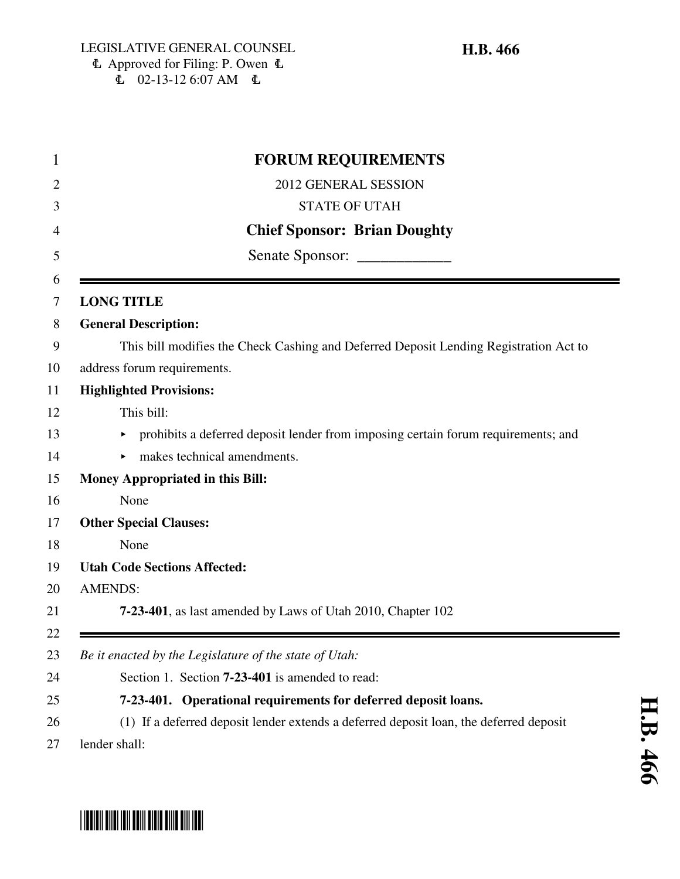LEGISLATIVE GENERAL COUNSEL
Ꝉ Approved for Filing: P. Owen Ꝉ
Ꝉ 02-13-12 6:07 AM Ꝉ

**H.B. 466**

# FORUM REQUIREMENTS

2012 GENERAL SESSION

STATE OF UTAH

**Chief Sponsor: Brian Doughty**

Senate Sponsor: ____________

---

**LONG TITLE**

**General Description:**

This bill modifies the Check Cashing and Deferred Deposit Lending Registration Act to address forum requirements.

**Highlighted Provisions:**

This bill:

- prohibits a deferred deposit lender from imposing certain forum requirements; and
- makes technical amendments.

**Money Appropriated in this Bill:**

None

**Other Special Clauses:**

None

**Utah Code Sections Affected:**

AMENDS:

**7-23-401**, as last amended by Laws of Utah 2010, Chapter 102

---

*Be it enacted by the Legislature of the state of Utah:*

Section 1. Section **7-23-401** is amended to read:

**7-23-401. Operational requirements for deferred deposit loans.**

(1) If a deferred deposit lender extends a deferred deposit loan, the deferred deposit lender shall: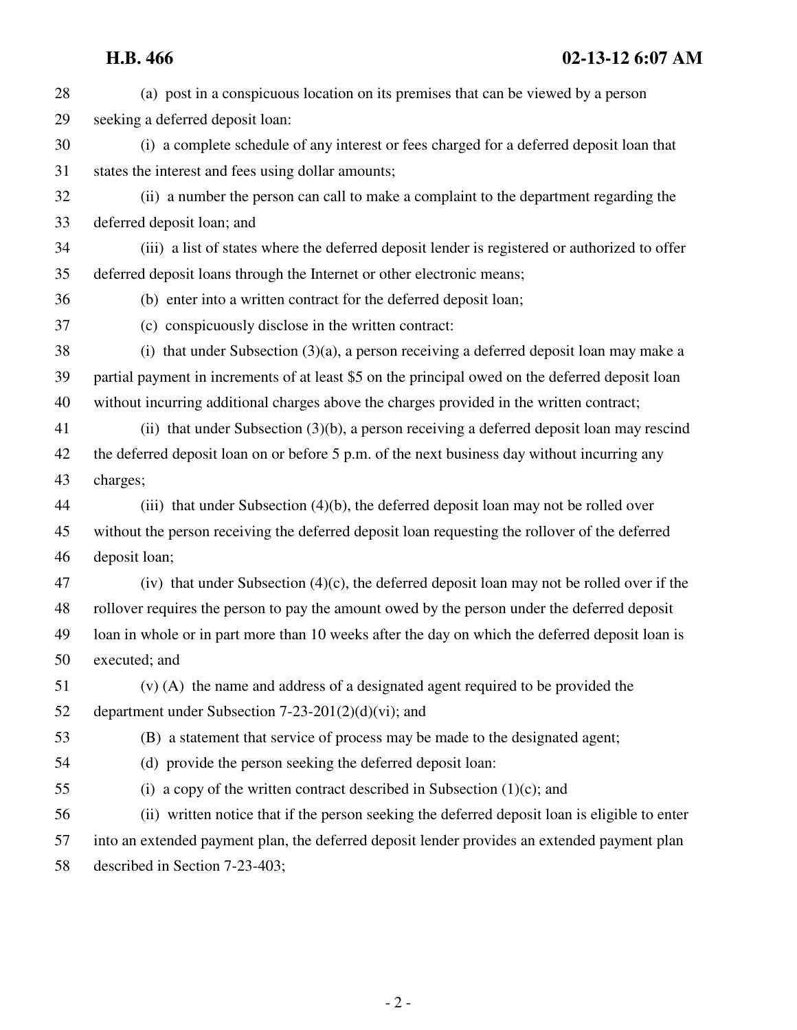(a) post in a conspicuous location on its premises that can be viewed by a person seeking a deferred deposit loan:

(i) a complete schedule of any interest or fees charged for a deferred deposit loan that states the interest and fees using dollar amounts;

(ii) a number the person can call to make a complaint to the department regarding the deferred deposit loan; and

(iii) a list of states where the deferred deposit lender is registered or authorized to offer deferred deposit loans through the Internet or other electronic means;

(b) enter into a written contract for the deferred deposit loan;

(c) conspicuously disclose in the written contract:

(i) that under Subsection (3)(a), a person receiving a deferred deposit loan may make a partial payment in increments of at least $5 on the principal owed on the deferred deposit loan without incurring additional charges above the charges provided in the written contract;

(ii) that under Subsection (3)(b), a person receiving a deferred deposit loan may rescind the deferred deposit loan on or before 5 p.m. of the next business day without incurring any charges;

(iii) that under Subsection (4)(b), the deferred deposit loan may not be rolled over without the person receiving the deferred deposit loan requesting the rollover of the deferred deposit loan;

(iv) that under Subsection (4)(c), the deferred deposit loan may not be rolled over if the rollover requires the person to pay the amount owed by the person under the deferred deposit loan in whole or in part more than 10 weeks after the day on which the deferred deposit loan is executed; and

(v) (A) the name and address of a designated agent required to be provided the department under Subsection 7-23-201(2)(d)(vi); and

(B) a statement that service of process may be made to the designated agent;

(d) provide the person seeking the deferred deposit loan:

(i) a copy of the written contract described in Subsection (1)(c); and

(ii) written notice that if the person seeking the deferred deposit loan is eligible to enter into an extended payment plan, the deferred deposit lender provides an extended payment plan described in Section 7-23-403;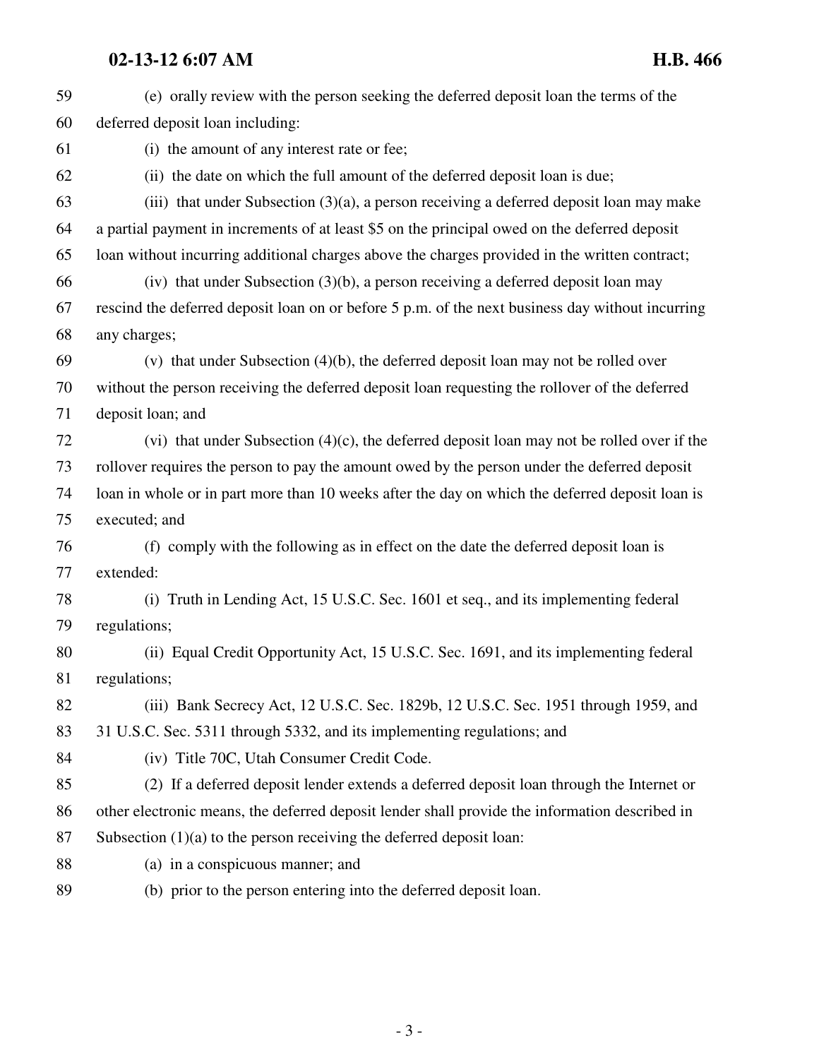(e) orally review with the person seeking the deferred deposit loan the terms of the deferred deposit loan including:

(i) the amount of any interest rate or fee;

(ii) the date on which the full amount of the deferred deposit loan is due;

(iii) that under Subsection (3)(a), a person receiving a deferred deposit loan may make a partial payment in increments of at least $5 on the principal owed on the deferred deposit loan without incurring additional charges above the charges provided in the written contract;

(iv) that under Subsection (3)(b), a person receiving a deferred deposit loan may rescind the deferred deposit loan on or before 5 p.m. of the next business day without incurring any charges;

(v) that under Subsection (4)(b), the deferred deposit loan may not be rolled over without the person receiving the deferred deposit loan requesting the rollover of the deferred deposit loan; and

(vi) that under Subsection (4)(c), the deferred deposit loan may not be rolled over if the rollover requires the person to pay the amount owed by the person under the deferred deposit loan in whole or in part more than 10 weeks after the day on which the deferred deposit loan is executed; and

(f) comply with the following as in effect on the date the deferred deposit loan is extended:

(i) Truth in Lending Act, 15 U.S.C. Sec. 1601 et seq., and its implementing federal regulations;

(ii) Equal Credit Opportunity Act, 15 U.S.C. Sec. 1691, and its implementing federal regulations;

(iii) Bank Secrecy Act, 12 U.S.C. Sec. 1829b, 12 U.S.C. Sec. 1951 through 1959, and 31 U.S.C. Sec. 5311 through 5332, and its implementing regulations; and

(iv) Title 70C, Utah Consumer Credit Code.

(2) If a deferred deposit lender extends a deferred deposit loan through the Internet or other electronic means, the deferred deposit lender shall provide the information described in Subsection (1)(a) to the person receiving the deferred deposit loan:

(a) in a conspicuous manner; and

(b) prior to the person entering into the deferred deposit loan.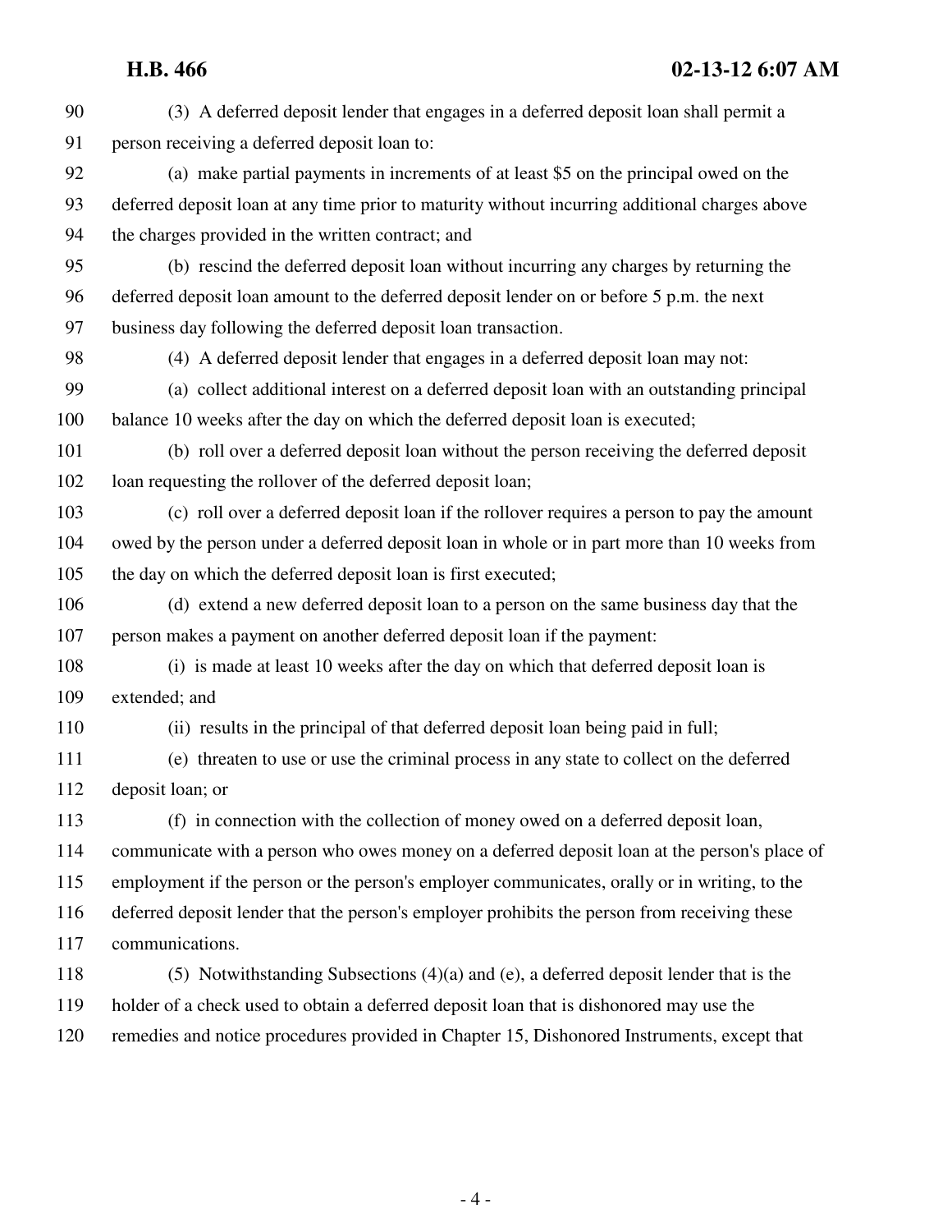(3) A deferred deposit lender that engages in a deferred deposit loan shall permit a person receiving a deferred deposit loan to:

(a) make partial payments in increments of at least $5 on the principal owed on the deferred deposit loan at any time prior to maturity without incurring additional charges above the charges provided in the written contract; and

(b) rescind the deferred deposit loan without incurring any charges by returning the deferred deposit loan amount to the deferred deposit lender on or before 5 p.m. the next business day following the deferred deposit loan transaction.

(4) A deferred deposit lender that engages in a deferred deposit loan may not:

(a) collect additional interest on a deferred deposit loan with an outstanding principal balance 10 weeks after the day on which the deferred deposit loan is executed;

(b) roll over a deferred deposit loan without the person receiving the deferred deposit loan requesting the rollover of the deferred deposit loan;

(c) roll over a deferred deposit loan if the rollover requires a person to pay the amount owed by the person under a deferred deposit loan in whole or in part more than 10 weeks from the day on which the deferred deposit loan is first executed;

(d) extend a new deferred deposit loan to a person on the same business day that the person makes a payment on another deferred deposit loan if the payment:

(i) is made at least 10 weeks after the day on which that deferred deposit loan is extended; and

(ii) results in the principal of that deferred deposit loan being paid in full;

(e) threaten to use or use the criminal process in any state to collect on the deferred deposit loan; or

(f) in connection with the collection of money owed on a deferred deposit loan, communicate with a person who owes money on a deferred deposit loan at the person's place of employment if the person or the person's employer communicates, orally or in writing, to the deferred deposit lender that the person's employer prohibits the person from receiving these communications.

(5) Notwithstanding Subsections (4)(a) and (e), a deferred deposit lender that is the holder of a check used to obtain a deferred deposit loan that is dishonored may use the remedies and notice procedures provided in Chapter 15, Dishonored Instruments, except that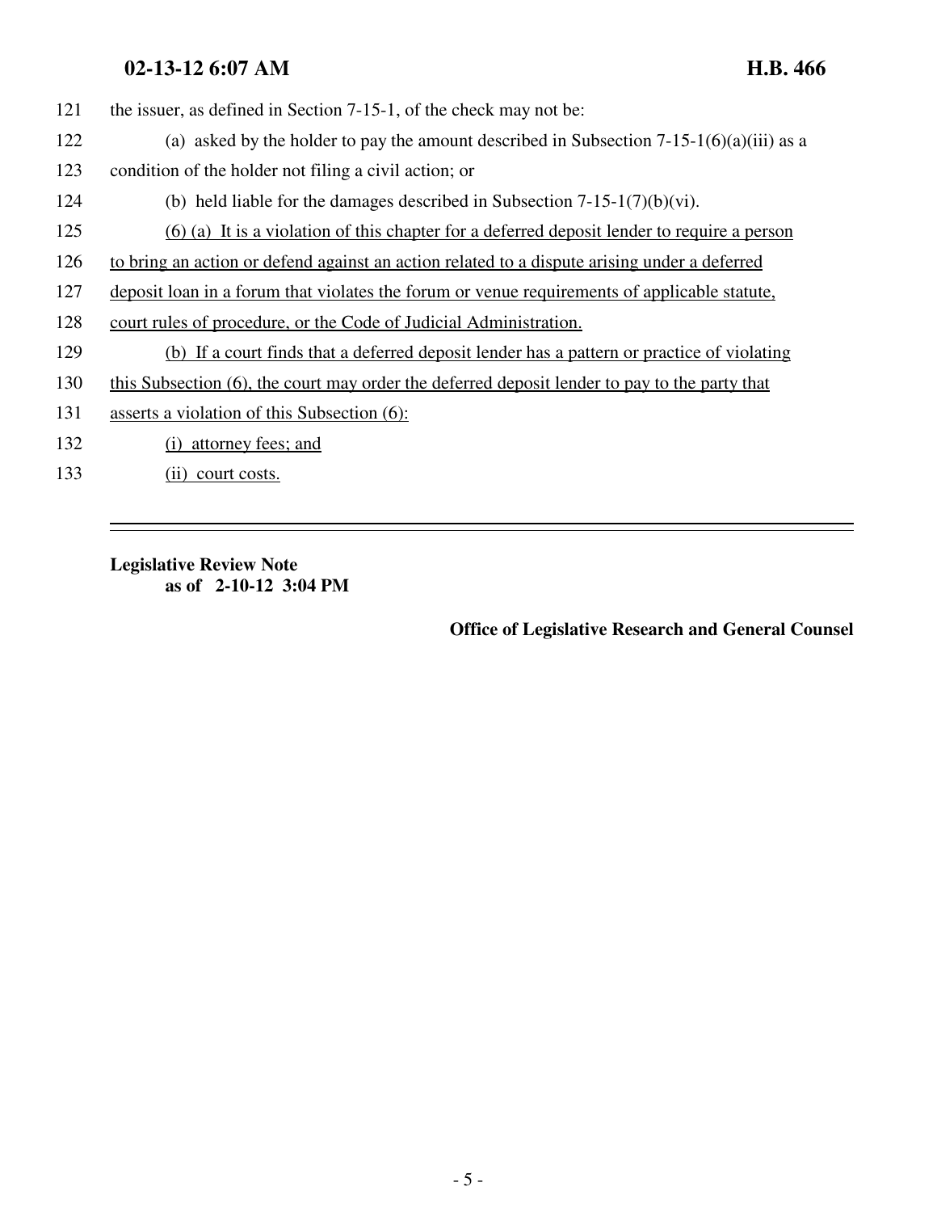the issuer, as defined in Section 7-15-1, of the check may not be:

(a) asked by the holder to pay the amount described in Subsection 7-15-1(6)(a)(iii) as a condition of the holder not filing a civil action; or

(b) held liable for the damages described in Subsection 7-15-1(7)(b)(vi).

(6) (a) It is a violation of this chapter for a deferred deposit lender to require a person to bring an action or defend against an action related to a dispute arising under a deferred deposit loan in a forum that violates the forum or venue requirements of applicable statute, court rules of procedure, or the Code of Judicial Administration.

(b) If a court finds that a deferred deposit lender has a pattern or practice of violating this Subsection (6), the court may order the deferred deposit lender to pay to the party that asserts a violation of this Subsection (6):

(i) attorney fees; and

(ii) court costs.

---

**Legislative Review Note**
**as of 2-10-12 3:04 PM**

**Office of Legislative Research and General Counsel**